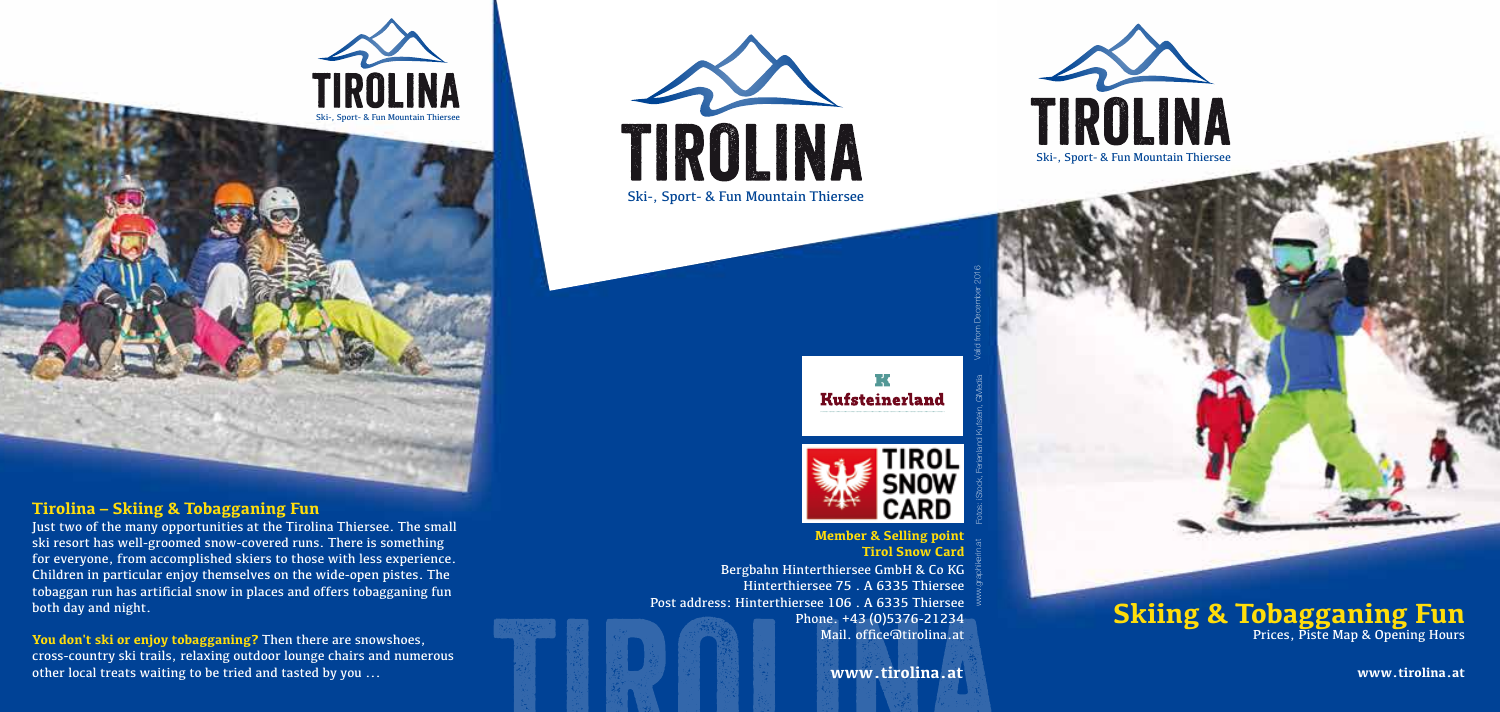# TIROLINA

Ski-, Sport- & Fun Mountain Thiersee

## Tirolina – Skiing & Tobagganing Fun

Just two of the many opportunities at the Tirolina Thiersee. The small ski resort has well-groomed snow-covered runs. There is something for everyone, from accomplished skiers to those with less experience. Children in particular enjoy themselves on the wide-open pistes. The tobaggan run has artificial snow in places and offers tobagganing fun both day and night.

**You don't ski or enjoy tobagganing?** Then there are snowshoes, cross-country ski trails, relaxing outdoor lounge chairs and numerous other local treats waiting to be tried and tasted by you …

# TIROLINA

Ski-, Sport- & Fun Mountain Thiersee

Kufsteinerland

TIROL SNOW CARD

**Member & Selling point Tirol Snow Card**

Bergbahn Hinterthiersee GmbH & Co KG
Hinterthiersee 75 . A 6335 Thiersee
Post address: Hinterthiersee 106 . A 6335 Thiersee
Phone. +43 (0)5376-21234
Mail. office@tirolina.at

**www.tirolina.at**

Valid from December 2016

Fotos: iStock, Ferienland Kufstein, GMedia

www.grafikerin.at

# TIROLINA

Ski-, Sport- & Fun Mountain Thiersee

## Skiing & Tobagganing Fun

Prices, Piste Map & Opening Hours

**www.tirolina.at**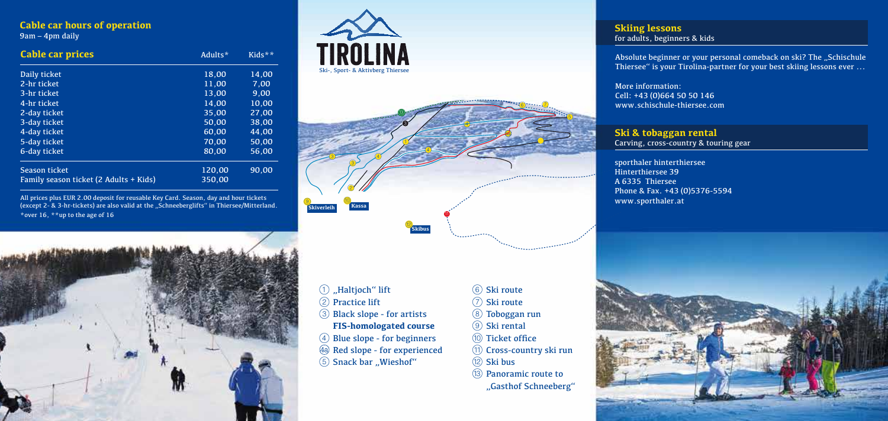## Cable car hours of operation

9am – 4pm daily

| Cable car prices | Adults* | Kids** |
|---|---|---|
| Daily ticket | 18,00 | 14,00 |
| 2-hr ticket | 11,00 | 7,00 |
| 3-hr ticket | 13,00 | 9,00 |
| 4-hr ticket | 14,00 | 10,00 |
| 2-day ticket | 35,00 | 27,00 |
| 3-day ticket | 50,00 | 38,00 |
| 4-day ticket | 60,00 | 44,00 |
| 5-day ticket | 70,00 | 50,00 |
| 6-day ticket | 80,00 | 56,00 |
| Season ticket | 120,00 | 90,00 |
| Family season ticket (2 Adults + Kids) | 350,00 | |

All prices plus EUR 2.00 deposit for reusable Key Card. Season, day and hour tickets (except 2- & 3-hr-tickets) are also valid at the „Schneeberglifts" in Thiersee/Mitterland.
*over 16, **up to the age of 16

# TIROLINA

Ski-, Sport- & Aktivberg Thiersee

Skiverleih

Kassa

Skibus

1. „Haltjoch" lift
2. Practice lift
3. Black slope - for artists **FIS-homologated course**
4. Blue slope - for beginners

4a. Red slope - for experienced

5. Snack bar „Wieshof"
6. Ski route
7. Ski route
8. Toboggan run
9. Ski rental
10. Ticket office
11. Cross-country ski run
12. Ski bus
13. Panoramic route to „Gasthof Schneeberg"

## Skiing lessons

for adults, beginners & kids

Absolute beginner or your personal comeback on ski? The „Schischule Thiersee" is your Tirolina-partner for your best skiing lessons ever …

More information:
Cell: +43 (0)664 50 50 146
www.schischule-thiersee.com

## Ski & tobaggan rental

Carving, cross-country & touring gear

sporthaler hinterthiersee
Hinterthiersee 39
A 6335 Thiersee
Phone & Fax. +43 (0)5376-5594
www.sporthaler.at